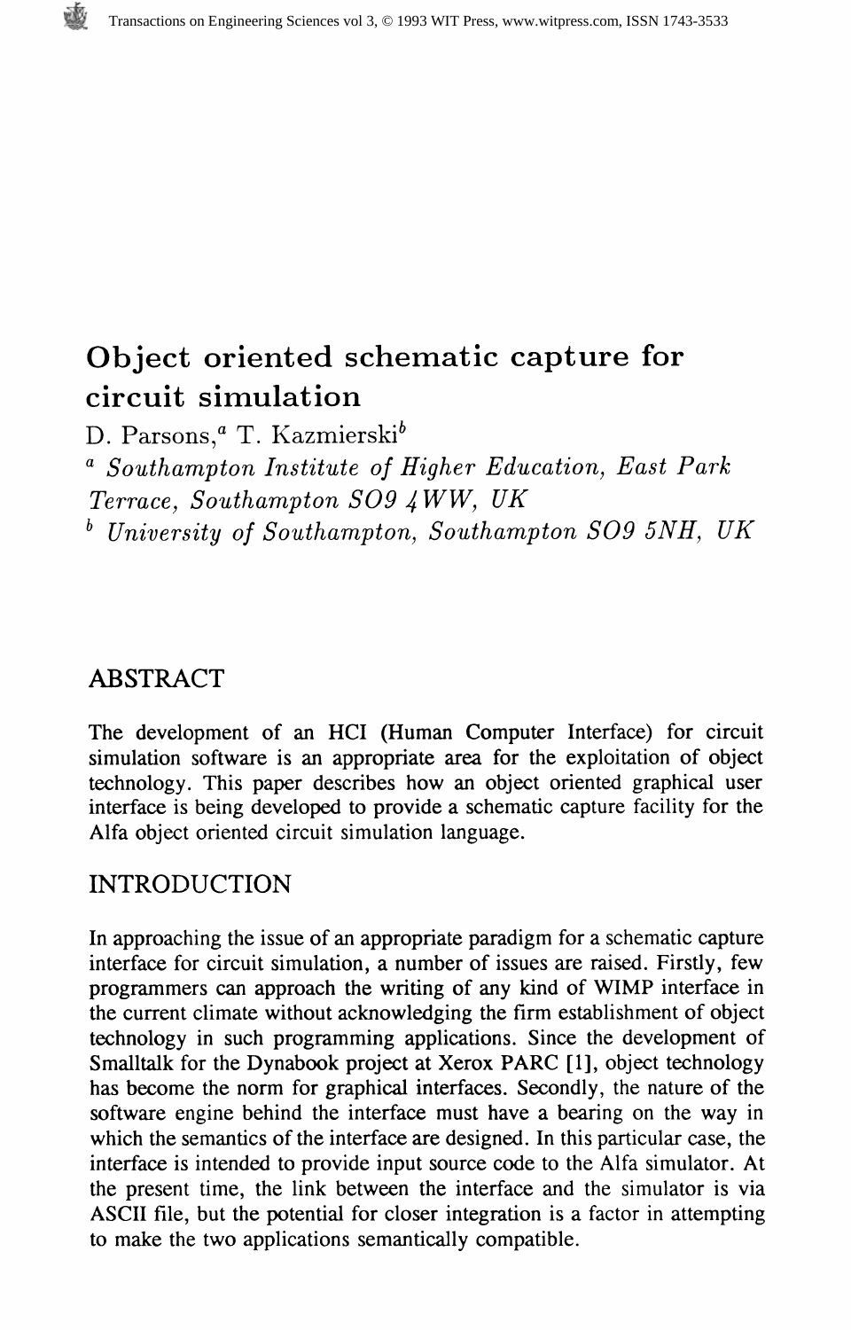# Object oriented schematic capture for circuit simulation

D. Parsons,[a] T. Kazmierski[b]

[a] *Southampton Institute of Higher Education, East Park Terrace, Southampton SO9 4WW, UK*

[b] *University of Southampton, Southampton SO9 5NH, UK*

## ABSTRACT

The development of an HCI (Human Computer Interface) for circuit simulation software is an appropriate area for the exploitation of object technology. This paper describes how an object oriented graphical user interface is being developed to provide a schematic capture facility for the Alfa object oriented circuit simulation language.

## INTRODUCTION

In approaching the issue of an appropriate paradigm for a schematic capture interface for circuit simulation, a number of issues are raised. Firstly, few programmers can approach the writing of any kind of WIMP interface in the current climate without acknowledging the firm establishment of object technology in such programming applications. Since the development of Smalltalk for the Dynabook project at Xerox PARC [1], object technology has become the norm for graphical interfaces. Secondly, the nature of the software engine behind the interface must have a bearing on the way in which the semantics of the interface are designed. In this particular case, the interface is intended to provide input source code to the Alfa simulator. At the present time, the link between the interface and the simulator is via ASCII file, but the potential for closer integration is a factor in attempting to make the two applications semantically compatible.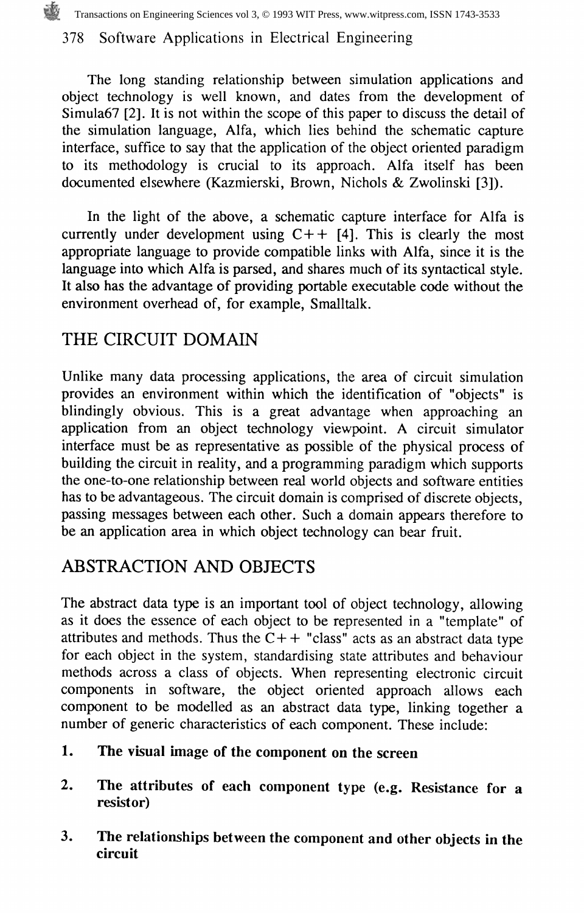The long standing relationship between simulation applications and object technology is well known, and dates from the development of Simula67 [2]. It is not within the scope of this paper to discuss the detail of the simulation language, Alfa, which lies behind the schematic capture interface, suffice to say that the application of the object oriented paradigm to its methodology is crucial to its approach. Alfa itself has been documented elsewhere (Kazmierski, Brown, Nichols & Zwolinski [3]).

In the light of the above, a schematic capture interface for Alfa is currently under development using C++ [4]. This is clearly the most appropriate language to provide compatible links with Alfa, since it is the language into which Alfa is parsed, and shares much of its syntactical style. It also has the advantage of providing portable executable code without the environment overhead of, for example, Smalltalk.

## THE CIRCUIT DOMAIN

Unlike many data processing applications, the area of circuit simulation provides an environment within which the identification of "objects" is blindingly obvious. This is a great advantage when approaching an application from an object technology viewpoint. A circuit simulator interface must be as representative as possible of the physical process of building the circuit in reality, and a programming paradigm which supports the one-to-one relationship between real world objects and software entities has to be advantageous. The circuit domain is comprised of discrete objects, passing messages between each other. Such a domain appears therefore to be an application area in which object technology can bear fruit.

## ABSTRACTION AND OBJECTS

The abstract data type is an important tool of object technology, allowing as it does the essence of each object to be represented in a "template" of attributes and methods. Thus the C++ "class" acts as an abstract data type for each object in the system, standardising state attributes and behaviour methods across a class of objects. When representing electronic circuit components in software, the object oriented approach allows each component to be modelled as an abstract data type, linking together a number of generic characteristics of each component. These include:

1. **The visual image of the component on the screen**

2. **The attributes of each component type (e.g. Resistance for a resistor)**

3. **The relationships between the component and other objects in the circuit**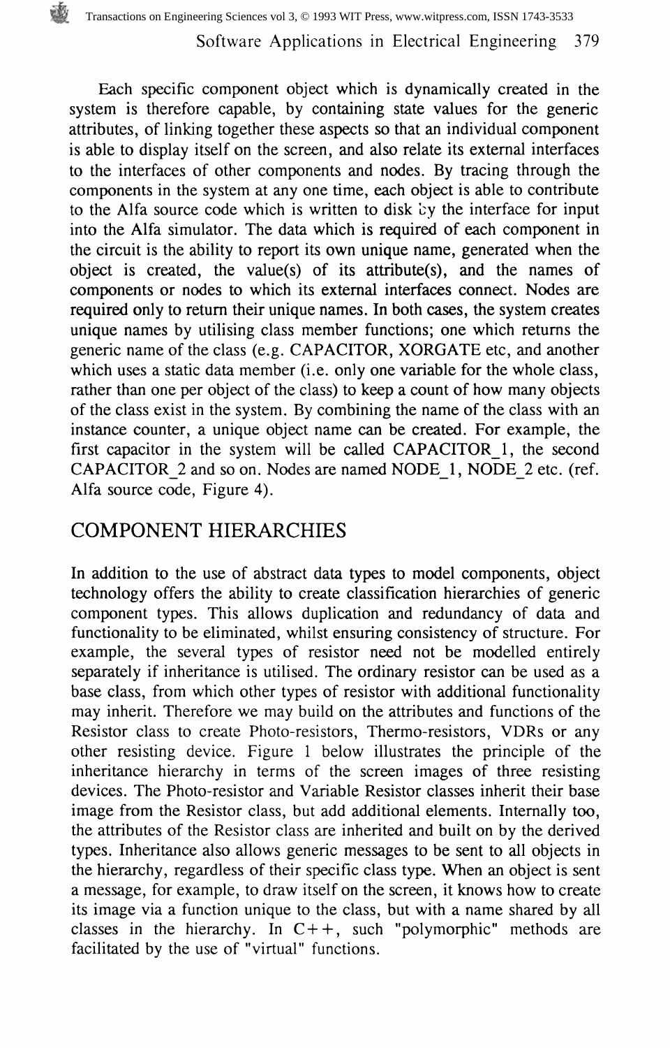Each specific component object which is dynamically created in the system is therefore capable, by containing state values for the generic attributes, of linking together these aspects so that an individual component is able to display itself on the screen, and also relate its external interfaces to the interfaces of other components and nodes. By tracing through the components in the system at any one time, each object is able to contribute to the Alfa source code which is written to disk by the interface for input into the Alfa simulator. The data which is required of each component in the circuit is the ability to report its own unique name, generated when the object is created, the value(s) of its attribute(s), and the names of components or nodes to which its external interfaces connect. Nodes are required only to return their unique names. In both cases, the system creates unique names by utilising class member functions; one which returns the generic name of the class (e.g. CAPACITOR, XORGATE etc, and another which uses a static data member (i.e. only one variable for the whole class, rather than one per object of the class) to keep a count of how many objects of the class exist in the system. By combining the name of the class with an instance counter, a unique object name can be created. For example, the first capacitor in the system will be called CAPACITOR_1, the second CAPACITOR_2 and so on. Nodes are named NODE_1, NODE_2 etc. (ref. Alfa source code, Figure 4).

## COMPONENT HIERARCHIES

In addition to the use of abstract data types to model components, object technology offers the ability to create classification hierarchies of generic component types. This allows duplication and redundancy of data and functionality to be eliminated, whilst ensuring consistency of structure. For example, the several types of resistor need not be modelled entirely separately if inheritance is utilised. The ordinary resistor can be used as a base class, from which other types of resistor with additional functionality may inherit. Therefore we may build on the attributes and functions of the Resistor class to create Photo-resistors, Thermo-resistors, VDRs or any other resisting device. Figure 1 below illustrates the principle of the inheritance hierarchy in terms of the screen images of three resisting devices. The Photo-resistor and Variable Resistor classes inherit their base image from the Resistor class, but add additional elements. Internally too, the attributes of the Resistor class are inherited and built on by the derived types. Inheritance also allows generic messages to be sent to all objects in the hierarchy, regardless of their specific class type. When an object is sent a message, for example, to draw itself on the screen, it knows how to create its image via a function unique to the class, but with a name shared by all classes in the hierarchy. In C++, such "polymorphic" methods are facilitated by the use of "virtual" functions.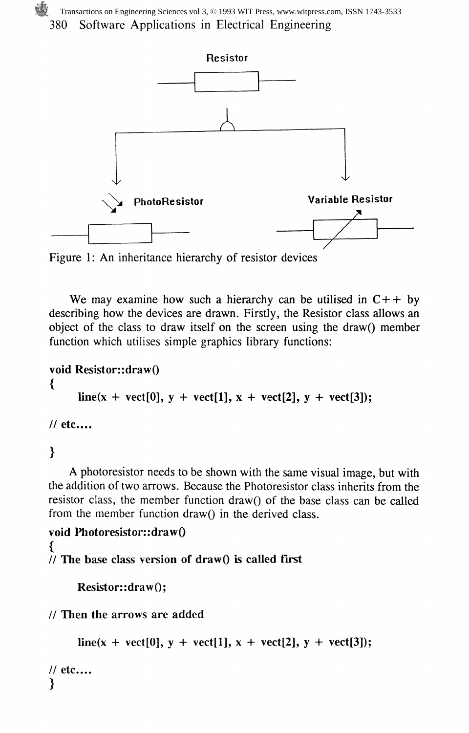Figure 1: An inheritance hierarchy of resistor devices

We may examine how such a hierarchy can be utilised in C++ by describing how the devices are drawn. Firstly, the Resistor class allows an object of the class to draw itself on the screen using the draw() member function which utilises simple graphics library functions:

```
void Resistor::draw()
{
    line(x + vect[0], y + vect[1], x + vect[2], y + vect[3]);

// etc....

}
```

A photoresistor needs to be shown with the same visual image, but with the addition of two arrows. Because the Photoresistor class inherits from the resistor class, the member function draw() of the base class can be called from the member function draw() in the derived class.

```
void Photoresistor::draw()
{
// The base class version of draw() is called first

    Resistor::draw();

// Then the arrows are added

    line(x + vect[0], y + vect[1], x + vect[2], y + vect[3]);

// etc....
}
```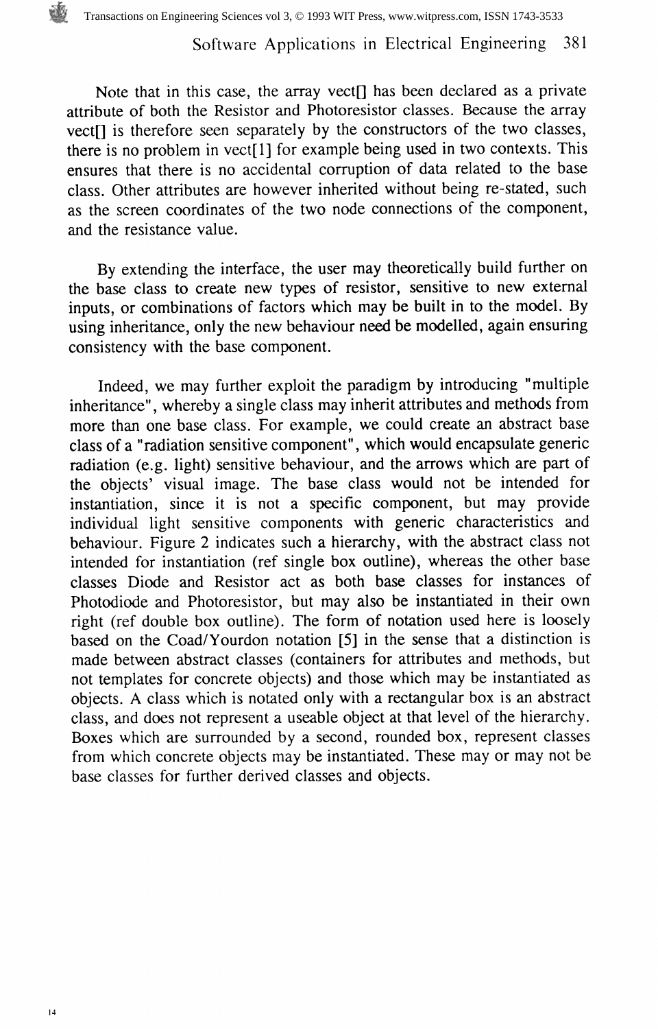Note that in this case, the array vect[] has been declared as a private attribute of both the Resistor and Photoresistor classes. Because the array vect[] is therefore seen separately by the constructors of the two classes, there is no problem in vect[1] for example being used in two contexts. This ensures that there is no accidental corruption of data related to the base class. Other attributes are however inherited without being re-stated, such as the screen coordinates of the two node connections of the component, and the resistance value.

By extending the interface, the user may theoretically build further on the base class to create new types of resistor, sensitive to new external inputs, or combinations of factors which may be built in to the model. By using inheritance, only the new behaviour need be modelled, again ensuring consistency with the base component.

Indeed, we may further exploit the paradigm by introducing "multiple inheritance", whereby a single class may inherit attributes and methods from more than one base class. For example, we could create an abstract base class of a "radiation sensitive component", which would encapsulate generic radiation (e.g. light) sensitive behaviour, and the arrows which are part of the objects' visual image. The base class would not be intended for instantiation, since it is not a specific component, but may provide individual light sensitive components with generic characteristics and behaviour. Figure 2 indicates such a hierarchy, with the abstract class not intended for instantiation (ref single box outline), whereas the other base classes Diode and Resistor act as both base classes for instances of Photodiode and Photoresistor, but may also be instantiated in their own right (ref double box outline). The form of notation used here is loosely based on the Coad/Yourdon notation [5] in the sense that a distinction is made between abstract classes (containers for attributes and methods, but not templates for concrete objects) and those which may be instantiated as objects. A class which is notated only with a rectangular box is an abstract class, and does not represent a useable object at that level of the hierarchy. Boxes which are surrounded by a second, rounded box, represent classes from which concrete objects may be instantiated. These may or may not be base classes for further derived classes and objects.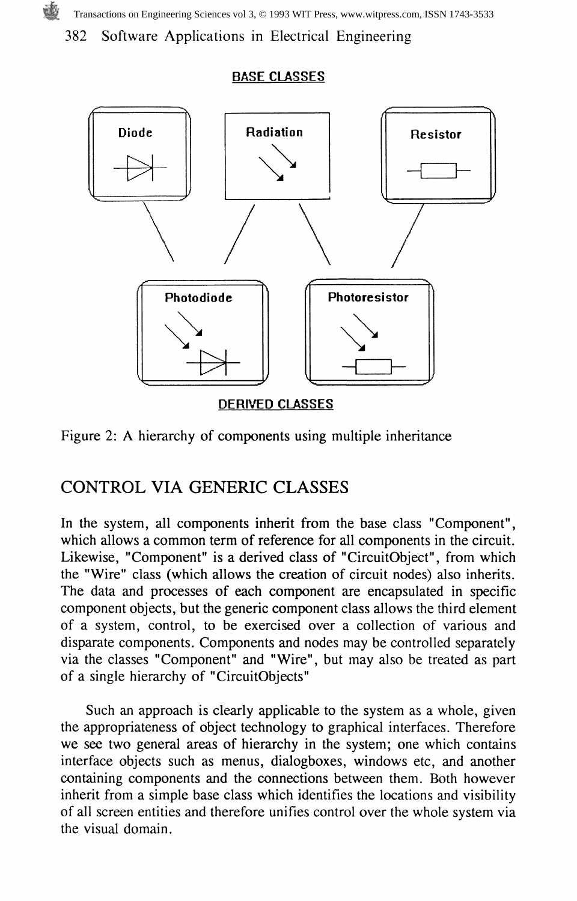**BASE CLASSES**

Diode

Radiation

Resistor

Photodiode

Photoresistor

**DERIVED CLASSES**

Figure 2: A hierarchy of components using multiple inheritance

## CONTROL VIA GENERIC CLASSES

In the system, all components inherit from the base class "Component", which allows a common term of reference for all components in the circuit. Likewise, "Component" is a derived class of "CircuitObject", from which the "Wire" class (which allows the creation of circuit nodes) also inherits. The data and processes of each component are encapsulated in specific component objects, but the generic component class allows the third element of a system, control, to be exercised over a collection of various and disparate components. Components and nodes may be controlled separately via the classes "Component" and "Wire", but may also be treated as part of a single hierarchy of "CircuitObjects"

Such an approach is clearly applicable to the system as a whole, given the appropriateness of object technology to graphical interfaces. Therefore we see two general areas of hierarchy in the system; one which contains interface objects such as menus, dialogboxes, windows etc, and another containing components and the connections between them. Both however inherit from a simple base class which identifies the locations and visibility of all screen entities and therefore unifies control over the whole system via the visual domain.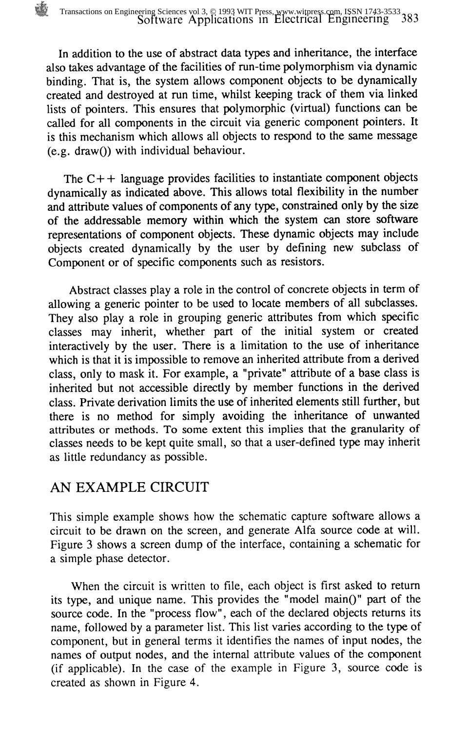In addition to the use of abstract data types and inheritance, the interface also takes advantage of the facilities of run-time polymorphism via dynamic binding. That is, the system allows component objects to be dynamically created and destroyed at run time, whilst keeping track of them via linked lists of pointers. This ensures that polymorphic (virtual) functions can be called for all components in the circuit via generic component pointers. It is this mechanism which allows all objects to respond to the same message (e.g. draw()) with individual behaviour.

The C++ language provides facilities to instantiate component objects dynamically as indicated above. This allows total flexibility in the number and attribute values of components of any type, constrained only by the size of the addressable memory within which the system can store software representations of component objects. These dynamic objects may include objects created dynamically by the user by defining new subclass of Component or of specific components such as resistors.

Abstract classes play a role in the control of concrete objects in term of allowing a generic pointer to be used to locate members of all subclasses. They also play a role in grouping generic attributes from which specific classes may inherit, whether part of the initial system or created interactively by the user. There is a limitation to the use of inheritance which is that it is impossible to remove an inherited attribute from a derived class, only to mask it. For example, a "private" attribute of a base class is inherited but not accessible directly by member functions in the derived class. Private derivation limits the use of inherited elements still further, but there is no method for simply avoiding the inheritance of unwanted attributes or methods. To some extent this implies that the granularity of classes needs to be kept quite small, so that a user-defined type may inherit as little redundancy as possible.

## AN EXAMPLE CIRCUIT

This simple example shows how the schematic capture software allows a circuit to be drawn on the screen, and generate Alfa source code at will. Figure 3 shows a screen dump of the interface, containing a schematic for a simple phase detector.

When the circuit is written to file, each object is first asked to return its type, and unique name. This provides the "model main()" part of the source code. In the "process flow", each of the declared objects returns its name, followed by a parameter list. This list varies according to the type of component, but in general terms it identifies the names of input nodes, the names of output nodes, and the internal attribute values of the component (if applicable). In the case of the example in Figure 3, source code is created as shown in Figure 4.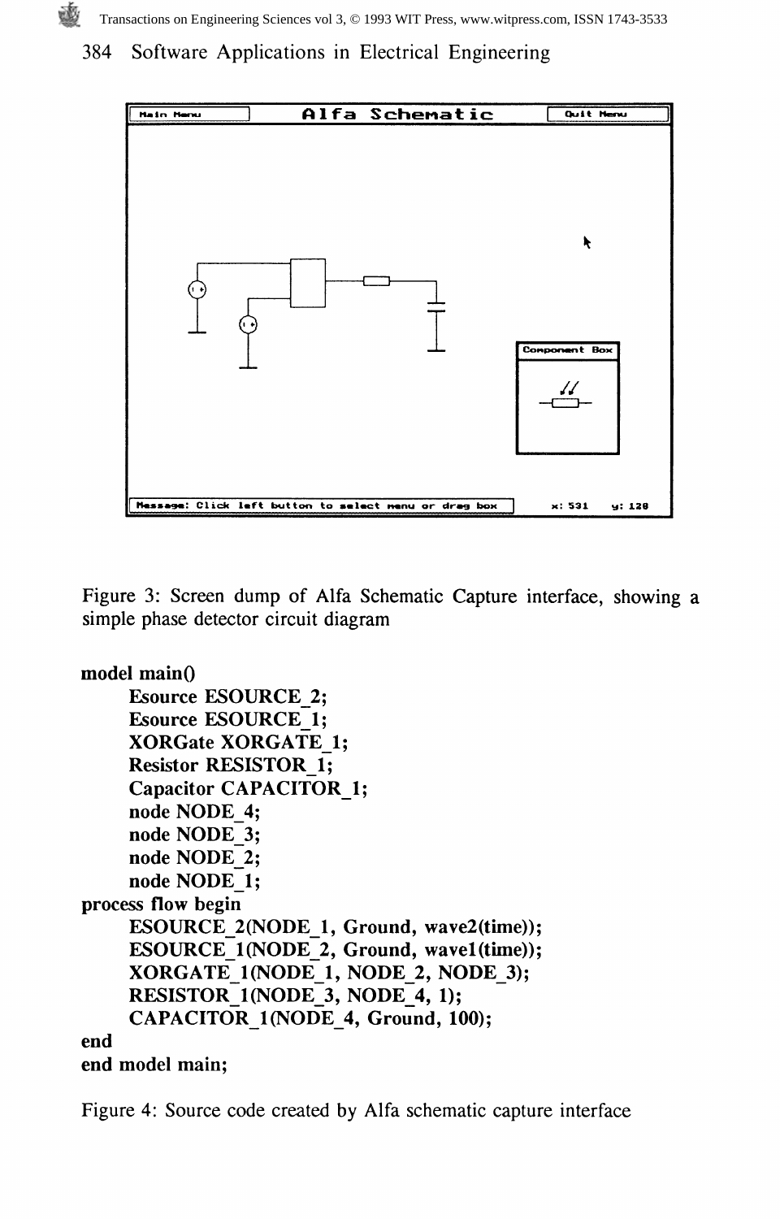Figure 3: Screen dump of Alfa Schematic Capture interface, showing a simple phase detector circuit diagram

```
model main()
      Esource ESOURCE_2;
      Esource ESOURCE_1;
      XORGate XORGATE_1;
      Resistor RESISTOR_1;
      Capacitor CAPACITOR_1;
      node NODE_4;
      node NODE_3;
      node NODE_2;
      node NODE_1;
process flow begin
      ESOURCE_2(NODE_1, Ground, wave2(time));
      ESOURCE_1(NODE_2, Ground, wave1(time));
      XORGATE_1(NODE_1, NODE_2, NODE_3);
      RESISTOR_1(NODE_3, NODE_4, 1);
      CAPACITOR_1(NODE_4, Ground, 100);
end
end model main;
```

Figure 4: Source code created by Alfa schematic capture interface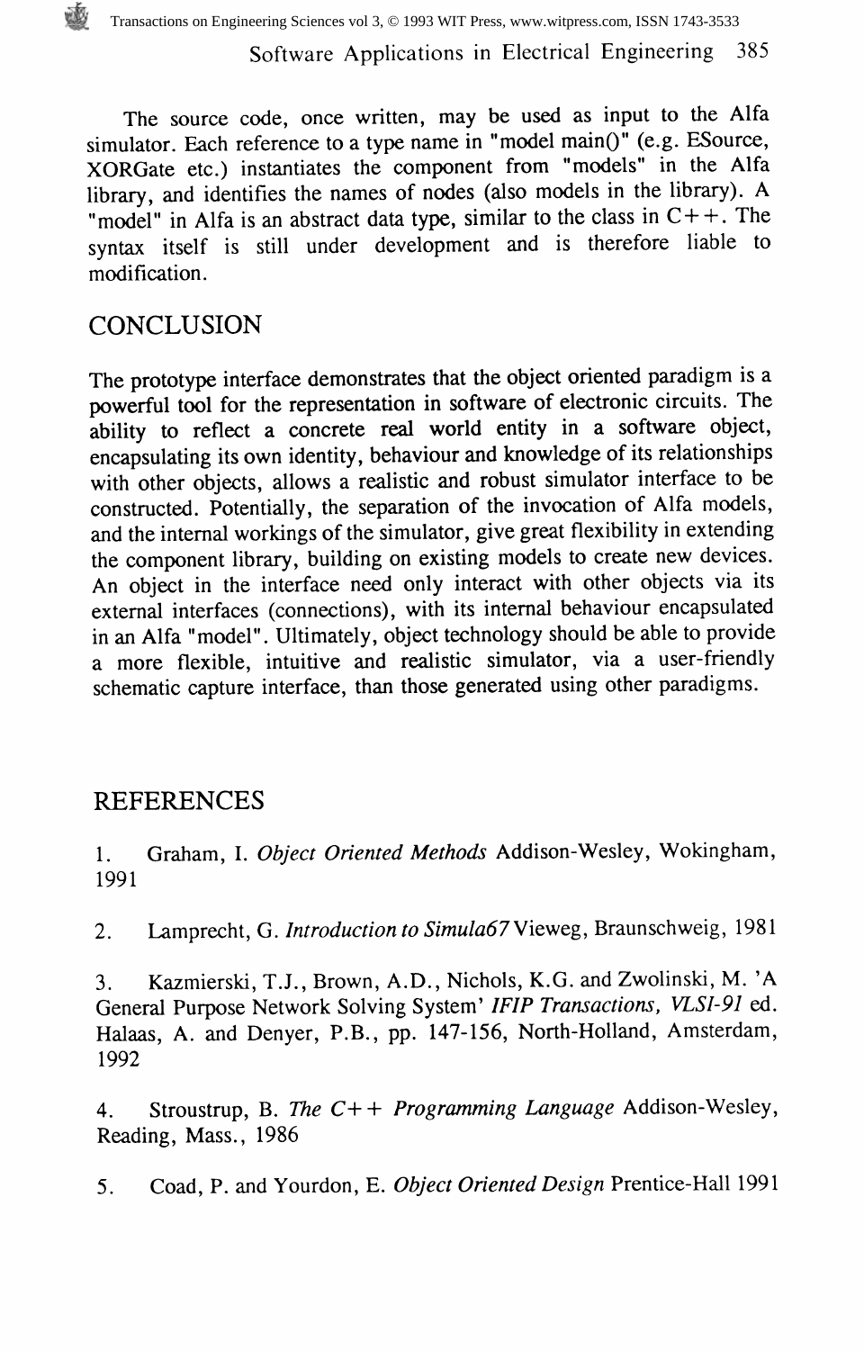The source code, once written, may be used as input to the Alfa simulator. Each reference to a type name in "model main()" (e.g. ESource, XORGate etc.) instantiates the component from "models" in the Alfa library, and identifies the names of nodes (also models in the library). A "model" in Alfa is an abstract data type, similar to the class in C++. The syntax itself is still under development and is therefore liable to modification.

## CONCLUSION

The prototype interface demonstrates that the object oriented paradigm is a powerful tool for the representation in software of electronic circuits. The ability to reflect a concrete real world entity in a software object, encapsulating its own identity, behaviour and knowledge of its relationships with other objects, allows a realistic and robust simulator interface to be constructed. Potentially, the separation of the invocation of Alfa models, and the internal workings of the simulator, give great flexibility in extending the component library, building on existing models to create new devices. An object in the interface need only interact with other objects via its external interfaces (connections), with its internal behaviour encapsulated in an Alfa "model". Ultimately, object technology should be able to provide a more flexible, intuitive and realistic simulator, via a user-friendly schematic capture interface, than those generated using other paradigms.

## REFERENCES

1. Graham, I. *Object Oriented Methods* Addison-Wesley, Wokingham, 1991

2. Lamprecht, G. *Introduction to Simula67* Vieweg, Braunschweig, 1981

3. Kazmierski, T.J., Brown, A.D., Nichols, K.G. and Zwolinski, M. 'A General Purpose Network Solving System' *IFIP Transactions, VLSI-91* ed. Halaas, A. and Denyer, P.B., pp. 147-156, North-Holland, Amsterdam, 1992

4. Stroustrup, B. *The C++ Programming Language* Addison-Wesley, Reading, Mass., 1986

5. Coad, P. and Yourdon, E. *Object Oriented Design* Prentice-Hall 1991